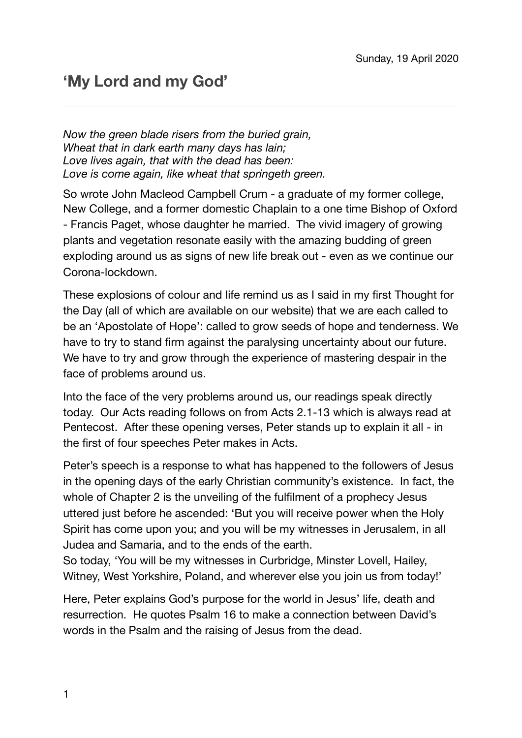Sunday, 19 April 2020

# 'My Lord and my God'

---

*Now the green blade risers from the buried grain,*
*Wheat that in dark earth many days has lain;*
*Love lives again, that with the dead has been:*
*Love is come again, like wheat that springeth green.*

So wrote John Macleod Campbell Crum - a graduate of my former college, New College, and a former domestic Chaplain to a one time Bishop of Oxford - Francis Paget, whose daughter he married. The vivid imagery of growing plants and vegetation resonate easily with the amazing budding of green exploding around us as signs of new life break out - even as we continue our Corona-lockdown.

These explosions of colour and life remind us as I said in my first Thought for the Day (all of which are available on our website) that we are each called to be an 'Apostolate of Hope': called to grow seeds of hope and tenderness. We have to try to stand firm against the paralysing uncertainty about our future. We have to try and grow through the experience of mastering despair in the face of problems around us.

Into the face of the very problems around us, our readings speak directly today. Our Acts reading follows on from Acts 2.1-13 which is always read at Pentecost. After these opening verses, Peter stands up to explain it all - in the first of four speeches Peter makes in Acts.

Peter's speech is a response to what has happened to the followers of Jesus in the opening days of the early Christian community's existence. In fact, the whole of Chapter 2 is the unveiling of the fulfilment of a prophecy Jesus uttered just before he ascended: 'But you will receive power when the Holy Spirit has come upon you; and you will be my witnesses in Jerusalem, in all Judea and Samaria, and to the ends of the earth.
So today, 'You will be my witnesses in Curbridge, Minster Lovell, Hailey, Witney, West Yorkshire, Poland, and wherever else you join us from today!'

Here, Peter explains God's purpose for the world in Jesus' life, death and resurrection. He quotes Psalm 16 to make a connection between David's words in the Psalm and the raising of Jesus from the dead.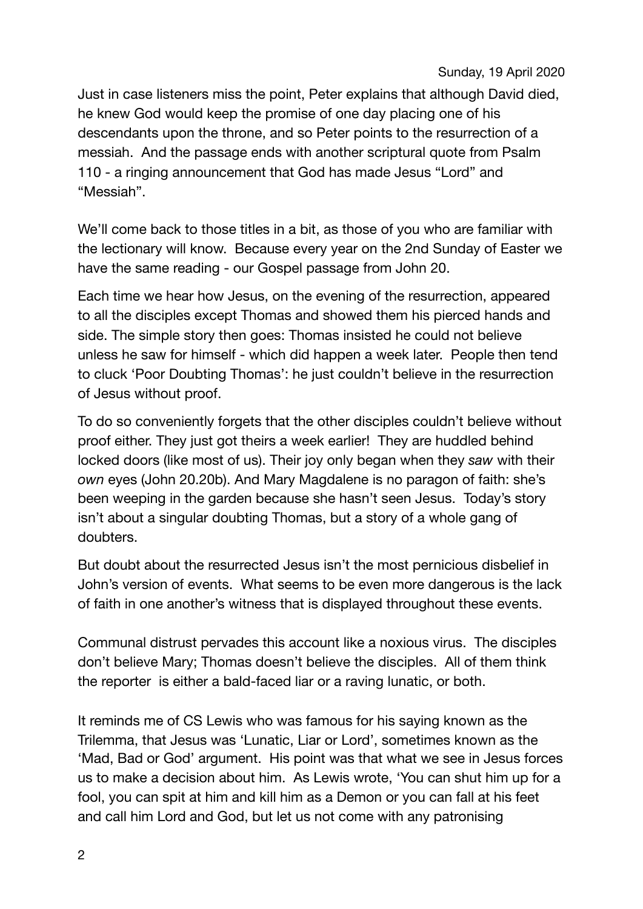Sunday, 19 April 2020

Just in case listeners miss the point, Peter explains that although David died, he knew God would keep the promise of one day placing one of his descendants upon the throne, and so Peter points to the resurrection of a messiah. And the passage ends with another scriptural quote from Psalm 110 - a ringing announcement that God has made Jesus "Lord" and "Messiah".

We'll come back to those titles in a bit, as those of you who are familiar with the lectionary will know. Because every year on the 2nd Sunday of Easter we have the same reading - our Gospel passage from John 20.

Each time we hear how Jesus, on the evening of the resurrection, appeared to all the disciples except Thomas and showed them his pierced hands and side. The simple story then goes: Thomas insisted he could not believe unless he saw for himself - which did happen a week later. People then tend to cluck 'Poor Doubting Thomas': he just couldn't believe in the resurrection of Jesus without proof.

To do so conveniently forgets that the other disciples couldn't believe without proof either. They just got theirs a week earlier! They are huddled behind locked doors (like most of us). Their joy only began when they *saw* with their *own* eyes (John 20.20b). And Mary Magdalene is no paragon of faith: she's been weeping in the garden because she hasn't seen Jesus. Today's story isn't about a singular doubting Thomas, but a story of a whole gang of doubters.

But doubt about the resurrected Jesus isn't the most pernicious disbelief in John's version of events. What seems to be even more dangerous is the lack of faith in one another's witness that is displayed throughout these events.

Communal distrust pervades this account like a noxious virus. The disciples don't believe Mary; Thomas doesn't believe the disciples. All of them think the reporter is either a bald-faced liar or a raving lunatic, or both.

It reminds me of CS Lewis who was famous for his saying known as the Trilemma, that Jesus was 'Lunatic, Liar or Lord', sometimes known as the 'Mad, Bad or God' argument. His point was that what we see in Jesus forces us to make a decision about him. As Lewis wrote, 'You can shut him up for a fool, you can spit at him and kill him as a Demon or you can fall at his feet and call him Lord and God, but let us not come with any patronising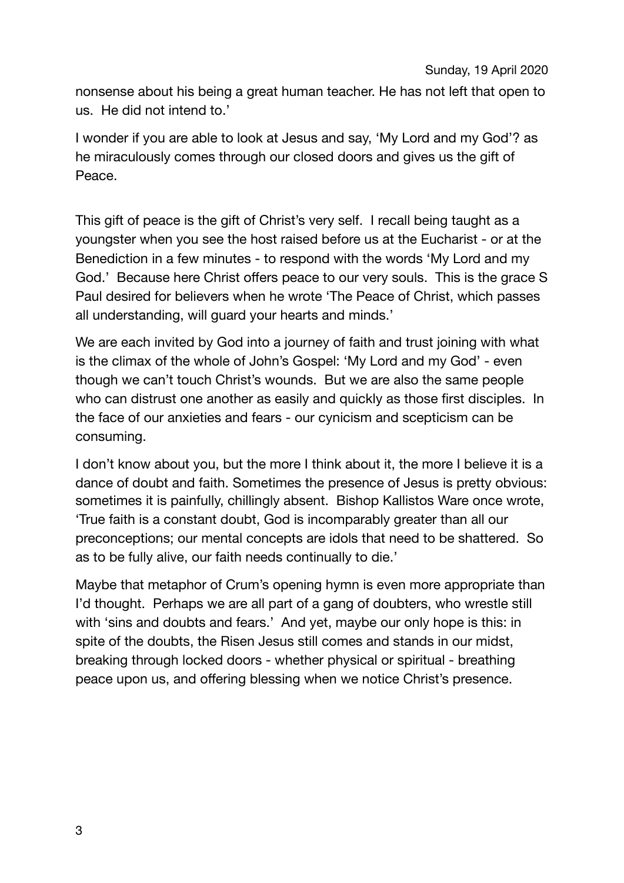nonsense about his being a great human teacher. He has not left that open to us. He did not intend to.'

I wonder if you are able to look at Jesus and say, 'My Lord and my God'? as he miraculously comes through our closed doors and gives us the gift of Peace.

This gift of peace is the gift of Christ's very self. I recall being taught as a youngster when you see the host raised before us at the Eucharist - or at the Benediction in a few minutes - to respond with the words 'My Lord and my God.' Because here Christ offers peace to our very souls. This is the grace S Paul desired for believers when he wrote 'The Peace of Christ, which passes all understanding, will guard your hearts and minds.'

We are each invited by God into a journey of faith and trust joining with what is the climax of the whole of John's Gospel: 'My Lord and my God' - even though we can't touch Christ's wounds. But we are also the same people who can distrust one another as easily and quickly as those first disciples. In the face of our anxieties and fears - our cynicism and scepticism can be consuming.

I don't know about you, but the more I think about it, the more I believe it is a dance of doubt and faith. Sometimes the presence of Jesus is pretty obvious: sometimes it is painfully, chillingly absent. Bishop Kallistos Ware once wrote, 'True faith is a constant doubt, God is incomparably greater than all our preconceptions; our mental concepts are idols that need to be shattered. So as to be fully alive, our faith needs continually to die.'

Maybe that metaphor of Crum's opening hymn is even more appropriate than I'd thought. Perhaps we are all part of a gang of doubters, who wrestle still with 'sins and doubts and fears.' And yet, maybe our only hope is this: in spite of the doubts, the Risen Jesus still comes and stands in our midst, breaking through locked doors - whether physical or spiritual - breathing peace upon us, and offering blessing when we notice Christ's presence.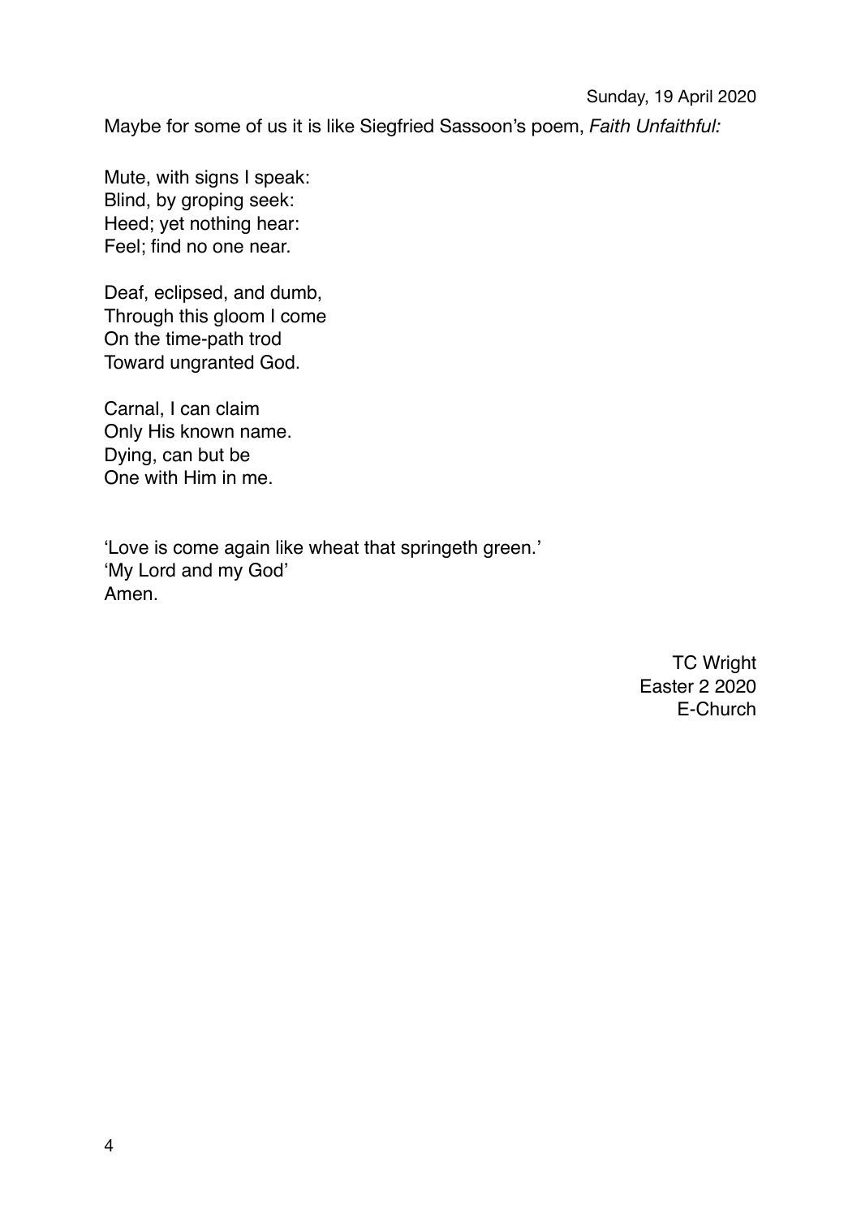Sunday, 19 April 2020

Maybe for some of us it is like Siegfried Sassoon's poem, *Faith Unfaithful:*

Mute, with signs I speak:  
Blind, by groping seek:  
Heed; yet nothing hear:  
Feel; find no one near.

Deaf, eclipsed, and dumb,  
Through this gloom I come  
On the time-path trod  
Toward ungranted God.

Carnal, I can claim  
Only His known name.  
Dying, can but be  
One with Him in me.

'Love is come again like wheat that springeth green.'  
'My Lord and my God'  
Amen.

TC Wright  
Easter 2 2020  
E-Church